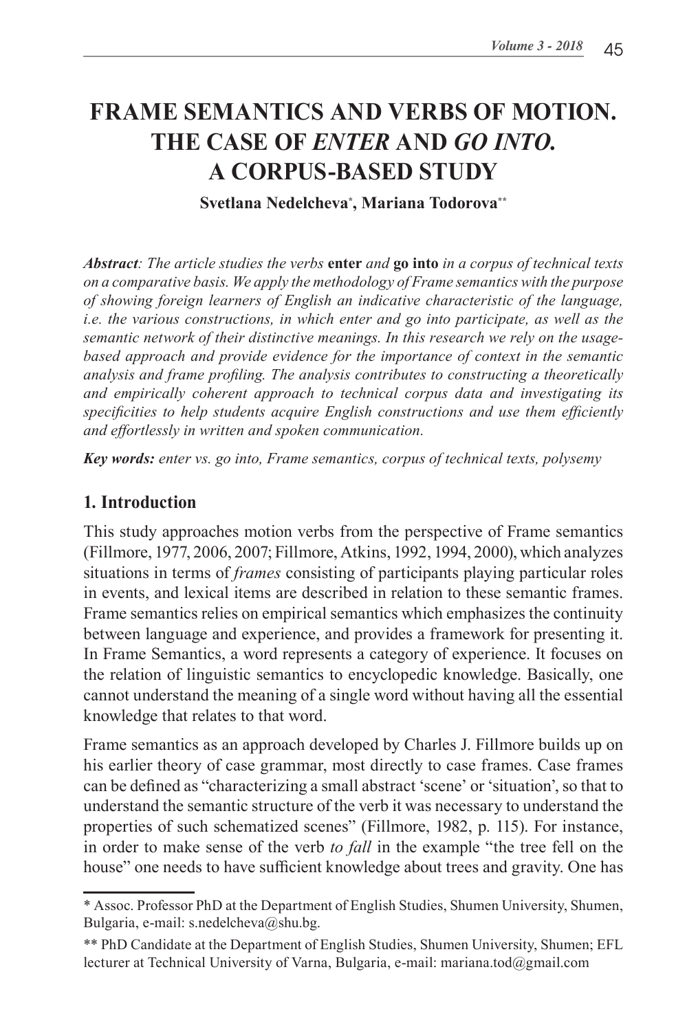# FRAME SEMANTICS AND VERBS OF MOTION. THE CASE OF *ENTER* AND *GO INTO*. A CORPUS-BASED STUDY

**Svetlana Nedelcheva[*], Mariana Todorova[**]**

***Abstract**: The article studies the verbs* **enter** *and* **go into** *in a corpus of technical texts on a comparative basis. We apply the methodology of Frame semantics with the purpose of showing foreign learners of English an indicative characteristic of the language, i.e. the various constructions, in which enter and go into participate, as well as the semantic network of their distinctive meanings. In this research we rely on the usage-based approach and provide evidence for the importance of context in the semantic analysis and frame profiling. The analysis contributes to constructing a theoretically and empirically coherent approach to technical corpus data and investigating its specificities to help students acquire English constructions and use them efficiently and effortlessly in written and spoken communication.*

***Key words:** enter vs. go into, Frame semantics, corpus of technical texts, polysemy*

## 1. Introduction

This study approaches motion verbs from the perspective of Frame semantics (Fillmore, 1977, 2006, 2007; Fillmore, Atkins, 1992, 1994, 2000), which analyzes situations in terms of *frames* consisting of participants playing particular roles in events, and lexical items are described in relation to these semantic frames. Frame semantics relies on empirical semantics which emphasizes the continuity between language and experience, and provides a framework for presenting it. In Frame Semantics, a word represents a category of experience. It focuses on the relation of linguistic semantics to encyclopedic knowledge. Basically, one cannot understand the meaning of a single word without having all the essential knowledge that relates to that word.

Frame semantics as an approach developed by Charles J. Fillmore builds up on his earlier theory of case grammar, most directly to case frames. Case frames can be defined as "characterizing a small abstract 'scene' or 'situation', so that to understand the semantic structure of the verb it was necessary to understand the properties of such schematized scenes" (Fillmore, 1982, p. 115). For instance, in order to make sense of the verb *to fall* in the example "the tree fell on the house" one needs to have sufficient knowledge about trees and gravity. One has

---

\* Assoc. Professor PhD at the Department of English Studies, Shumen University, Shumen, Bulgaria, e-mail: s.nedelcheva@shu.bg.

\*\* PhD Candidate at the Department of English Studies, Shumen University, Shumen; EFL lecturer at Technical University of Varna, Bulgaria, e-mail: mariana.tod@gmail.com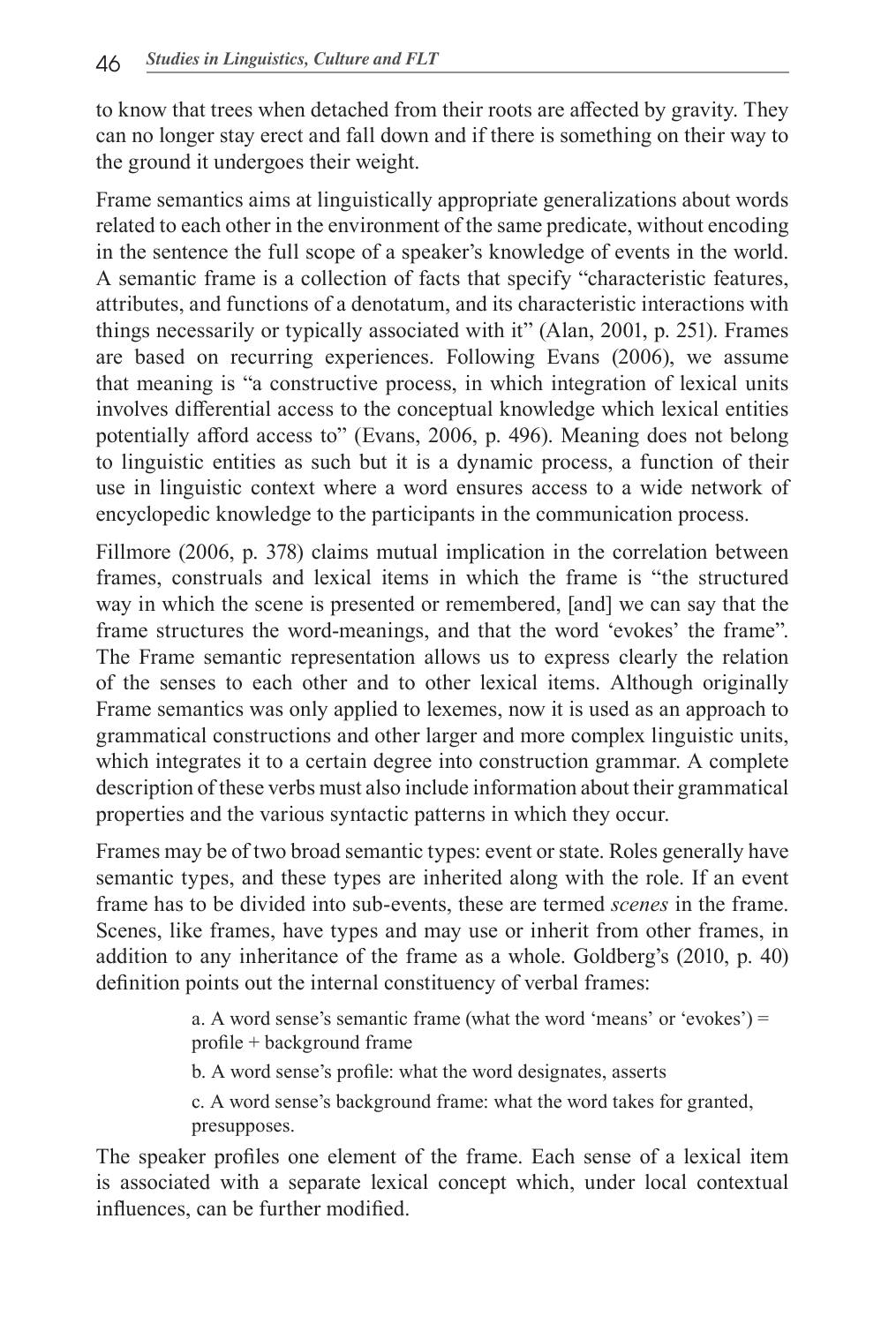to know that trees when detached from their roots are affected by gravity. They can no longer stay erect and fall down and if there is something on their way to the ground it undergoes their weight.

Frame semantics aims at linguistically appropriate generalizations about words related to each other in the environment of the same predicate, without encoding in the sentence the full scope of a speaker's knowledge of events in the world. A semantic frame is a collection of facts that specify "characteristic features, attributes, and functions of a denotatum, and its characteristic interactions with things necessarily or typically associated with it" (Alan, 2001, p. 251). Frames are based on recurring experiences. Following Evans (2006), we assume that meaning is "a constructive process, in which integration of lexical units involves differential access to the conceptual knowledge which lexical entities potentially afford access to" (Evans, 2006, p. 496). Meaning does not belong to linguistic entities as such but it is a dynamic process, a function of their use in linguistic context where a word ensures access to a wide network of encyclopedic knowledge to the participants in the communication process.

Fillmore (2006, p. 378) claims mutual implication in the correlation between frames, construals and lexical items in which the frame is "the structured way in which the scene is presented or remembered, [and] we can say that the frame structures the word-meanings, and that the word 'evokes' the frame". The Frame semantic representation allows us to express clearly the relation of the senses to each other and to other lexical items. Although originally Frame semantics was only applied to lexemes, now it is used as an approach to grammatical constructions and other larger and more complex linguistic units, which integrates it to a certain degree into construction grammar. A complete description of these verbs must also include information about their grammatical properties and the various syntactic patterns in which they occur.

Frames may be of two broad semantic types: event or state. Roles generally have semantic types, and these types are inherited along with the role. If an event frame has to be divided into sub-events, these are termed *scenes* in the frame. Scenes, like frames, have types and may use or inherit from other frames, in addition to any inheritance of the frame as a whole. Goldberg's (2010, p. 40) definition points out the internal constituency of verbal frames:

> a. A word sense's semantic frame (what the word 'means' or 'evokes') = profile + background frame
>
> b. A word sense's profile: what the word designates, asserts
>
> c. A word sense's background frame: what the word takes for granted, presupposes.

The speaker profiles one element of the frame. Each sense of a lexical item is associated with a separate lexical concept which, under local contextual influences, can be further modified.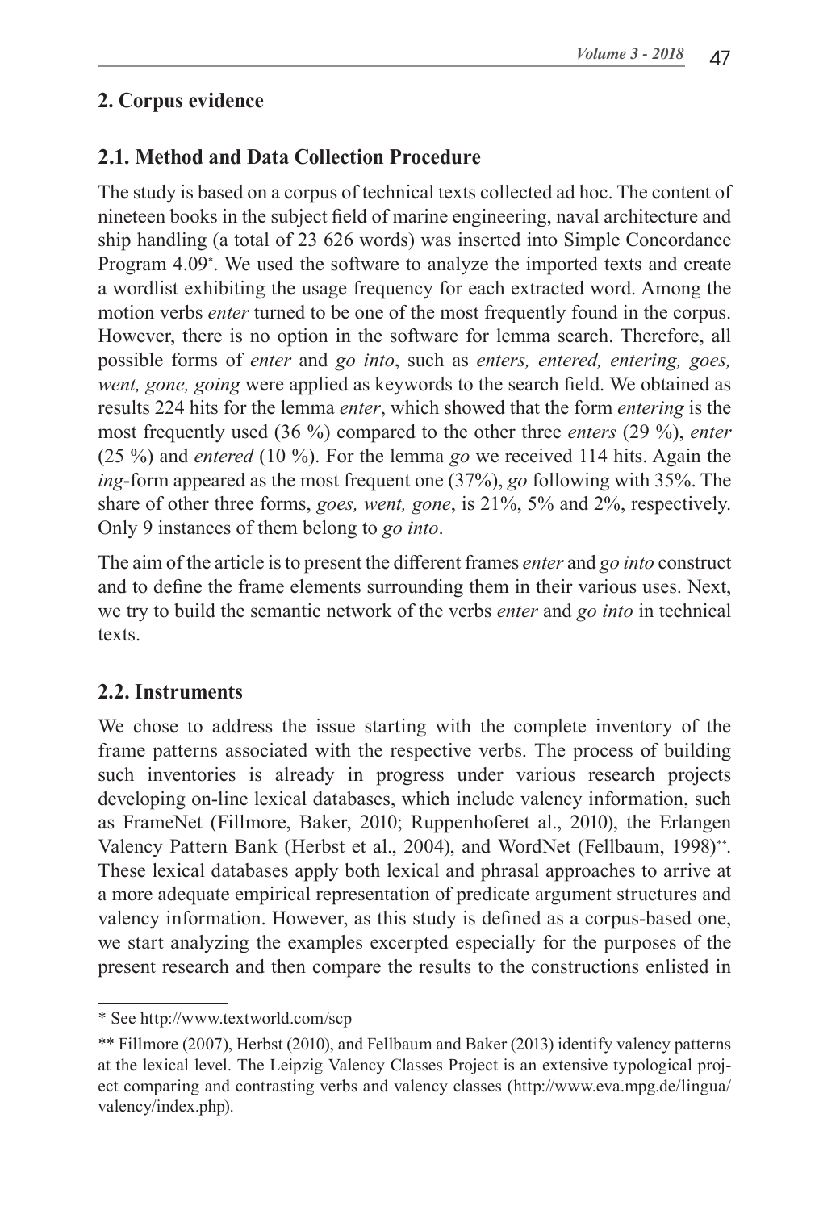## 2. Corpus evidence

### 2.1. Method and Data Collection Procedure

The study is based on a corpus of technical texts collected ad hoc. The content of nineteen books in the subject field of marine engineering, naval architecture and ship handling (a total of 23 626 words) was inserted into Simple Concordance Program 4.09*. We used the software to analyze the imported texts and create a wordlist exhibiting the usage frequency for each extracted word. Among the motion verbs *enter* turned to be one of the most frequently found in the corpus. However, there is no option in the software for lemma search. Therefore, all possible forms of *enter* and *go into*, such as *enters, entered, entering, goes, went, gone, going* were applied as keywords to the search field. We obtained as results 224 hits for the lemma *enter*, which showed that the form *entering* is the most frequently used (36 %) compared to the other three *enters* (29 %), *enter* (25 %) and *entered* (10 %). For the lemma *go* we received 114 hits. Again the *ing*-form appeared as the most frequent one (37%), *go* following with 35%. The share of other three forms, *goes, went, gone*, is 21%, 5% and 2%, respectively. Only 9 instances of them belong to *go into*.

The aim of the article is to present the different frames *enter* and *go into* construct and to define the frame elements surrounding them in their various uses. Next, we try to build the semantic network of the verbs *enter* and *go into* in technical texts.

### 2.2. Instruments

We chose to address the issue starting with the complete inventory of the frame patterns associated with the respective verbs. The process of building such inventories is already in progress under various research projects developing on-line lexical databases, which include valency information, such as FrameNet (Fillmore, Baker, 2010; Ruppenhoferet al., 2010), the Erlangen Valency Pattern Bank (Herbst et al., 2004), and WordNet (Fellbaum, 1998)**. These lexical databases apply both lexical and phrasal approaches to arrive at a more adequate empirical representation of predicate argument structures and valency information. However, as this study is defined as a corpus-based one, we start analyzing the examples excerpted especially for the purposes of the present research and then compare the results to the constructions enlisted in

---

* See http://www.textworld.com/scp

** Fillmore (2007), Herbst (2010), and Fellbaum and Baker (2013) identify valency patterns at the lexical level. The Leipzig Valency Classes Project is an extensive typological project comparing and contrasting verbs and valency classes (http://www.eva.mpg.de/lingua/valency/index.php).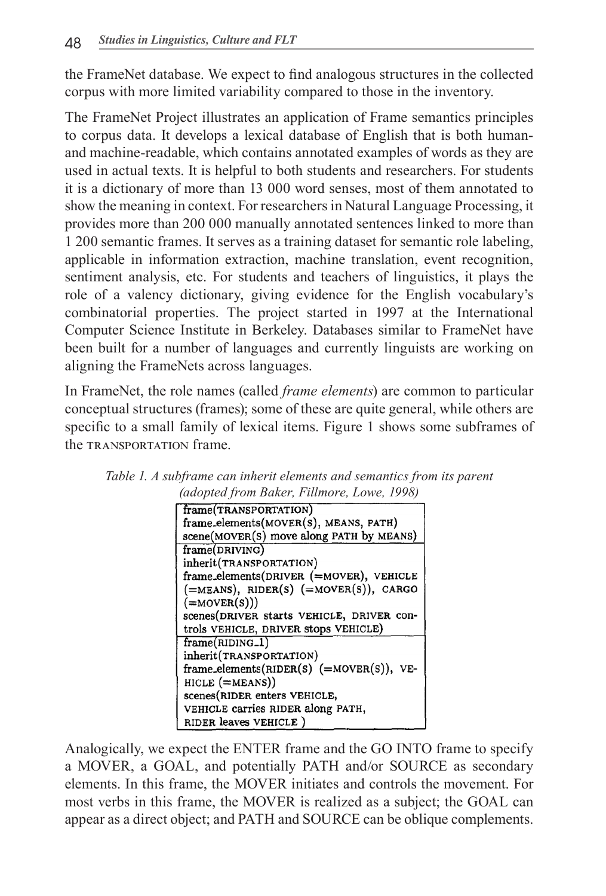the FrameNet database. We expect to find analogous structures in the collected corpus with more limited variability compared to those in the inventory.

The FrameNet Project illustrates an application of Frame semantics principles to corpus data. It develops a lexical database of English that is both human- and machine-readable, which contains annotated examples of words as they are used in actual texts. It is helpful to both students and researchers. For students it is a dictionary of more than 13 000 word senses, most of them annotated to show the meaning in context. For researchers in Natural Language Processing, it provides more than 200 000 manually annotated sentences linked to more than 1 200 semantic frames. It serves as a training dataset for semantic role labeling, applicable in information extraction, machine translation, event recognition, sentiment analysis, etc. For students and teachers of linguistics, it plays the role of a valency dictionary, giving evidence for the English vocabulary's combinatorial properties. The project started in 1997 at the International Computer Science Institute in Berkeley. Databases similar to FrameNet have been built for a number of languages and currently linguists are working on aligning the FrameNets across languages.

In FrameNet, the role names (called *frame elements*) are common to particular conceptual structures (frames); some of these are quite general, while others are specific to a small family of lexical items. Figure 1 shows some subframes of the TRANSPORTATION frame.

*Table 1. A subframe can inherit elements and semantics from its parent (adopted from Baker, Fillmore, Lowe, 1998)*

| |
|---|
| frame(TRANSPORTATION)<br>frame_elements(MOVER(S), MEANS, PATH)<br>scene(MOVER(S) move along PATH by MEANS) |
| frame(DRIVING)<br>inherit(TRANSPORTATION)<br>frame_elements(DRIVER (=MOVER), VEHICLE (=MEANS), RIDER(S) (=MOVER(S)), CARGO (=MOVER(S)))<br>scenes(DRIVER starts VEHICLE, DRIVER controls VEHICLE, DRIVER stops VEHICLE) |
| frame(RIDING_1)<br>inherit(TRANSPORTATION)<br>frame_elements(RIDER(S) (=MOVER(S)), VEHICLE (=MEANS))<br>scenes(RIDER enters VEHICLE,<br>VEHICLE carries RIDER along PATH,<br>RIDER leaves VEHICLE ) |

Analogically, we expect the ENTER frame and the GO INTO frame to specify a MOVER, a GOAL, and potentially PATH and/or SOURCE as secondary elements. In this frame, the MOVER initiates and controls the movement. For most verbs in this frame, the MOVER is realized as a subject; the GOAL can appear as a direct object; and PATH and SOURCE can be oblique complements.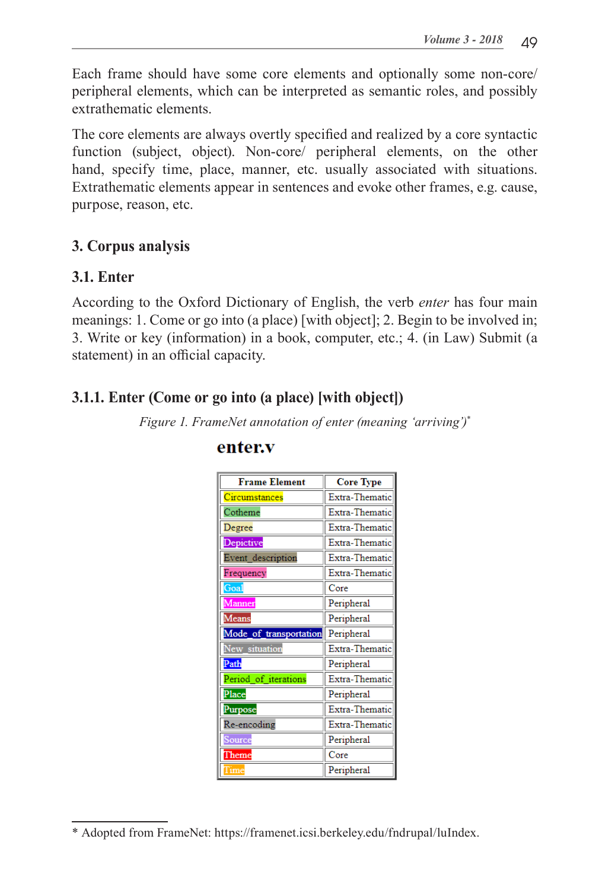Each frame should have some core elements and optionally some non-core/ peripheral elements, which can be interpreted as semantic roles, and possibly extrathematic elements.

The core elements are always overtly specified and realized by a core syntactic function (subject, object). Non-core/ peripheral elements, on the other hand, specify time, place, manner, etc. usually associated with situations. Extrathematic elements appear in sentences and evoke other frames, e.g. cause, purpose, reason, etc.

## 3. Corpus analysis

### 3.1. Enter

According to the Oxford Dictionary of English, the verb *enter* has four main meanings: 1. Come or go into (a place) [with object]; 2. Begin to be involved in; 3. Write or key (information) in a book, computer, etc.; 4. (in Law) Submit (a statement) in an official capacity.

### 3.1.1. Enter (Come or go into (a place) [with object])

*Figure 1. FrameNet annotation of enter (meaning 'arriving')*[*]

**enter.v**

| Frame Element | Core Type |
|---|---|
| Circumstances | Extra-Thematic |
| Cotheme | Extra-Thematic |
| Degree | Extra-Thematic |
| Depictive | Extra-Thematic |
| Event_description | Extra-Thematic |
| Frequency | Extra-Thematic |
| Goal | Core |
| Manner | Peripheral |
| Means | Peripheral |
| Mode_of_transportation | Peripheral |
| New_situation | Extra-Thematic |
| Path | Peripheral |
| Period_of_iterations | Extra-Thematic |
| Place | Peripheral |
| Purpose | Extra-Thematic |
| Re-encoding | Extra-Thematic |
| Source | Peripheral |
| Theme | Core |
| Time | Peripheral |

* Adopted from FrameNet: https://framenet.icsi.berkeley.edu/fndrupal/luIndex.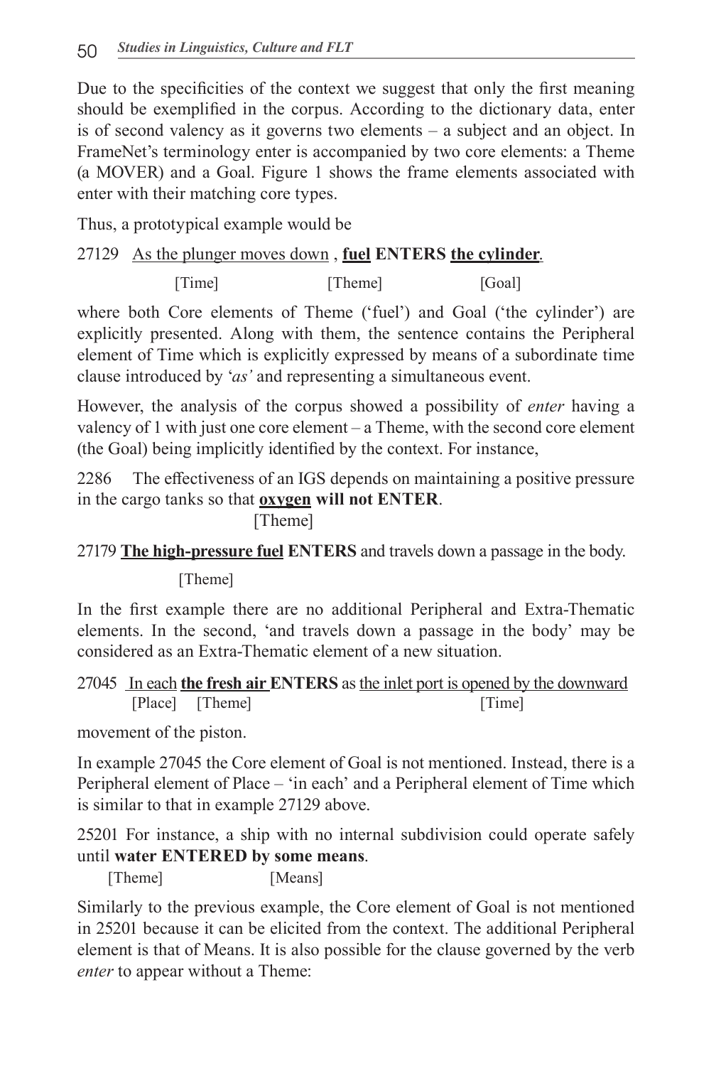Due to the specificities of the context we suggest that only the first meaning should be exemplified in the corpus. According to the dictionary data, enter is of second valency as it governs two elements – a subject and an object. In FrameNet's terminology enter is accompanied by two core elements: a Theme (a MOVER) and a Goal. Figure 1 shows the frame elements associated with enter with their matching core types.

Thus, a prototypical example would be

27129 <u>As the plunger moves down</u> , **<u>fuel</u> ENTERS <u>the cylinder</u>**.

[Time] [Theme] [Goal]

where both Core elements of Theme ('fuel') and Goal ('the cylinder') are explicitly presented. Along with them, the sentence contains the Peripheral element of Time which is explicitly expressed by means of a subordinate time clause introduced by *'as'* and representing a simultaneous event.

However, the analysis of the corpus showed a possibility of *enter* having a valency of 1 with just one core element – a Theme, with the second core element (the Goal) being implicitly identified by the context. For instance,

2286 The effectiveness of an IGS depends on maintaining a positive pressure in the cargo tanks so that **<u>oxygen</u> will not ENTER**.

[Theme]

27179 **<u>The high-pressure fuel</u> ENTERS** and travels down a passage in the body.

[Theme]

In the first example there are no additional Peripheral and Extra-Thematic elements. In the second, 'and travels down a passage in the body' may be considered as an Extra-Thematic element of a new situation.

27045 <u>In each</u> **<u>the fresh air</u> ENTERS** as <u>the inlet port is opened by the downward</u> movement of the piston.

[Place] [Theme] [Time]

In example 27045 the Core element of Goal is not mentioned. Instead, there is a Peripheral element of Place – 'in each' and a Peripheral element of Time which is similar to that in example 27129 above.

25201 For instance, a ship with no internal subdivision could operate safely until **water ENTERED by some means**.

[Theme] [Means]

Similarly to the previous example, the Core element of Goal is not mentioned in 25201 because it can be elicited from the context. The additional Peripheral element is that of Means. It is also possible for the clause governed by the verb *enter* to appear without a Theme: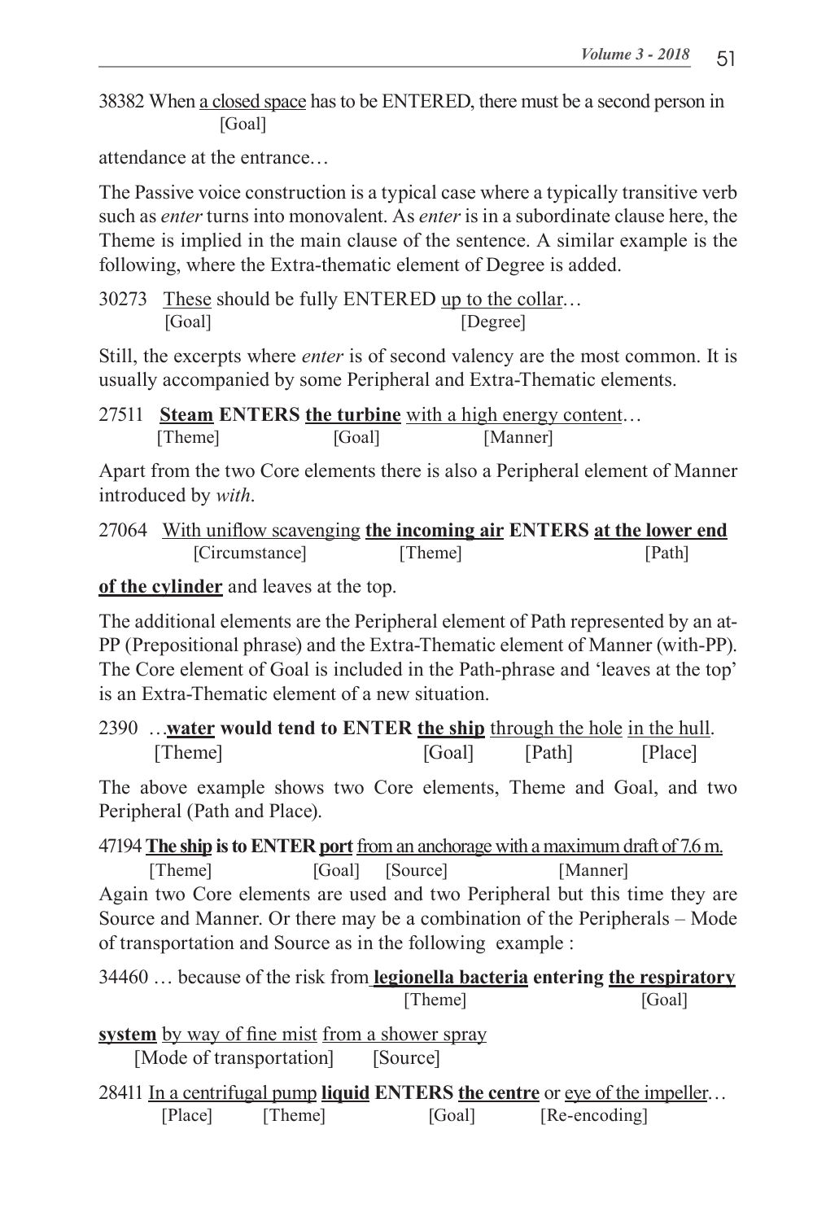38382 When <u>a closed space</u> has to be ENTERED, there must be a second person in
[Goal]

attendance at the entrance…

The Passive voice construction is a typical case where a typically transitive verb such as *enter* turns into monovalent. As *enter* is in a subordinate clause here, the Theme is implied in the main clause of the sentence. A similar example is the following, where the Extra-thematic element of Degree is added.

30273 <u>These</u> should be fully ENTERED <u>up to the collar</u>…
[Goal] [Degree]

Still, the excerpts where *enter* is of second valency are the most common. It is usually accompanied by some Peripheral and Extra-Thematic elements.

27511 **<u>Steam</u> ENTERS <u>the turbine</u>** <u>with a high energy content</u>…
[Theme] [Goal] [Manner]

Apart from the two Core elements there is also a Peripheral element of Manner introduced by *with*.

27064 <u>With uniflow scavenging</u> **<u>the incoming air</u> ENTERS <u>at the lower end of the cylinder</u>** and leaves at the top.
[Circumstance] [Theme] [Path]

The additional elements are the Peripheral element of Path represented by an at-PP (Prepositional phrase) and the Extra-Thematic element of Manner (with-PP). The Core element of Goal is included in the Path-phrase and 'leaves at the top' is an Extra-Thematic element of a new situation.

2390 …**<u>water</u> would tend to ENTER <u>the ship</u>** <u>through the hole</u> <u>in the hull</u>.
[Theme] [Goal] [Path] [Place]

The above example shows two Core elements, Theme and Goal, and two Peripheral (Path and Place).

47194 **<u>The ship</u> is to ENTER <u>port</u>** <u>from an anchorage with a maximum draft of 7.6 m.</u>
[Theme] [Goal] [Source] [Manner]

Again two Core elements are used and two Peripheral but this time they are Source and Manner. Or there may be a combination of the Peripherals – Mode of transportation and Source as in the following example :

34460 … because of the risk from **<u>legionella bacteria</u> entering <u>the respiratory system</u>** <u>by way of fine mist</u> <u>from a shower spray</u>
[Theme] [Goal] [Mode of transportation] [Source]

28411 <u>In a centrifugal pump</u> **<u>liquid</u> ENTERS <u>the centre</u>** or <u>eye of the impeller</u>…
[Place] [Theme] [Goal] [Re-encoding]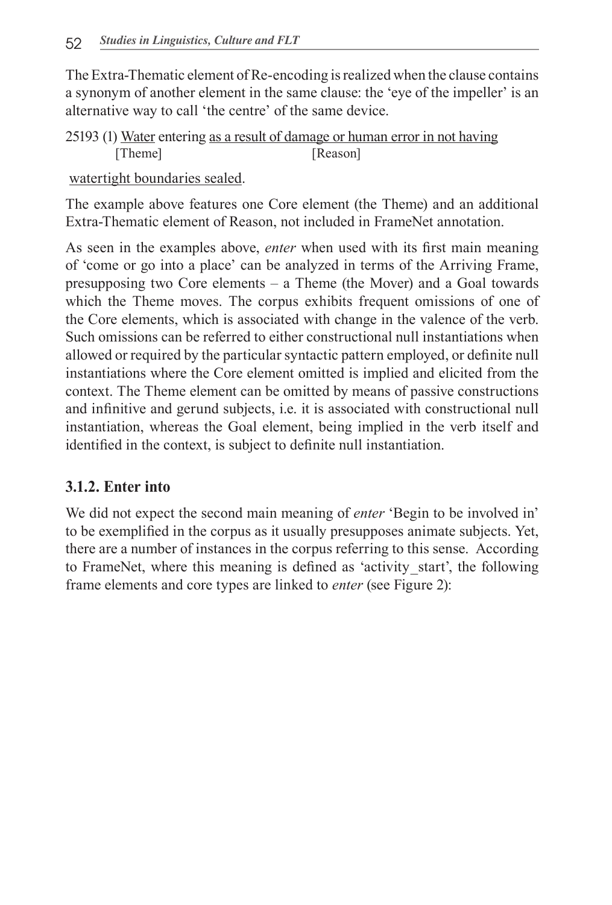The Extra-Thematic element of Re-encoding is realized when the clause contains a synonym of another element in the same clause: the 'eye of the impeller' is an alternative way to call 'the centre' of the same device.

25193 (1) Water entering as a result of damage or human error in not having watertight boundaries sealed.
[Theme] [Reason]

The example above features one Core element (the Theme) and an additional Extra-Thematic element of Reason, not included in FrameNet annotation.

As seen in the examples above, *enter* when used with its first main meaning of 'come or go into a place' can be analyzed in terms of the Arriving Frame, presupposing two Core elements – a Theme (the Mover) and a Goal towards which the Theme moves. The corpus exhibits frequent omissions of one of the Core elements, which is associated with change in the valence of the verb. Such omissions can be referred to either constructional null instantiations when allowed or required by the particular syntactic pattern employed, or definite null instantiations where the Core element omitted is implied and elicited from the context. The Theme element can be omitted by means of passive constructions and infinitive and gerund subjects, i.e. it is associated with constructional null instantiation, whereas the Goal element, being implied in the verb itself and identified in the context, is subject to definite null instantiation.

### 3.1.2. Enter into

We did not expect the second main meaning of *enter* 'Begin to be involved in' to be exemplified in the corpus as it usually presupposes animate subjects. Yet, there are a number of instances in the corpus referring to this sense. According to FrameNet, where this meaning is defined as 'activity_start', the following frame elements and core types are linked to *enter* (see Figure 2):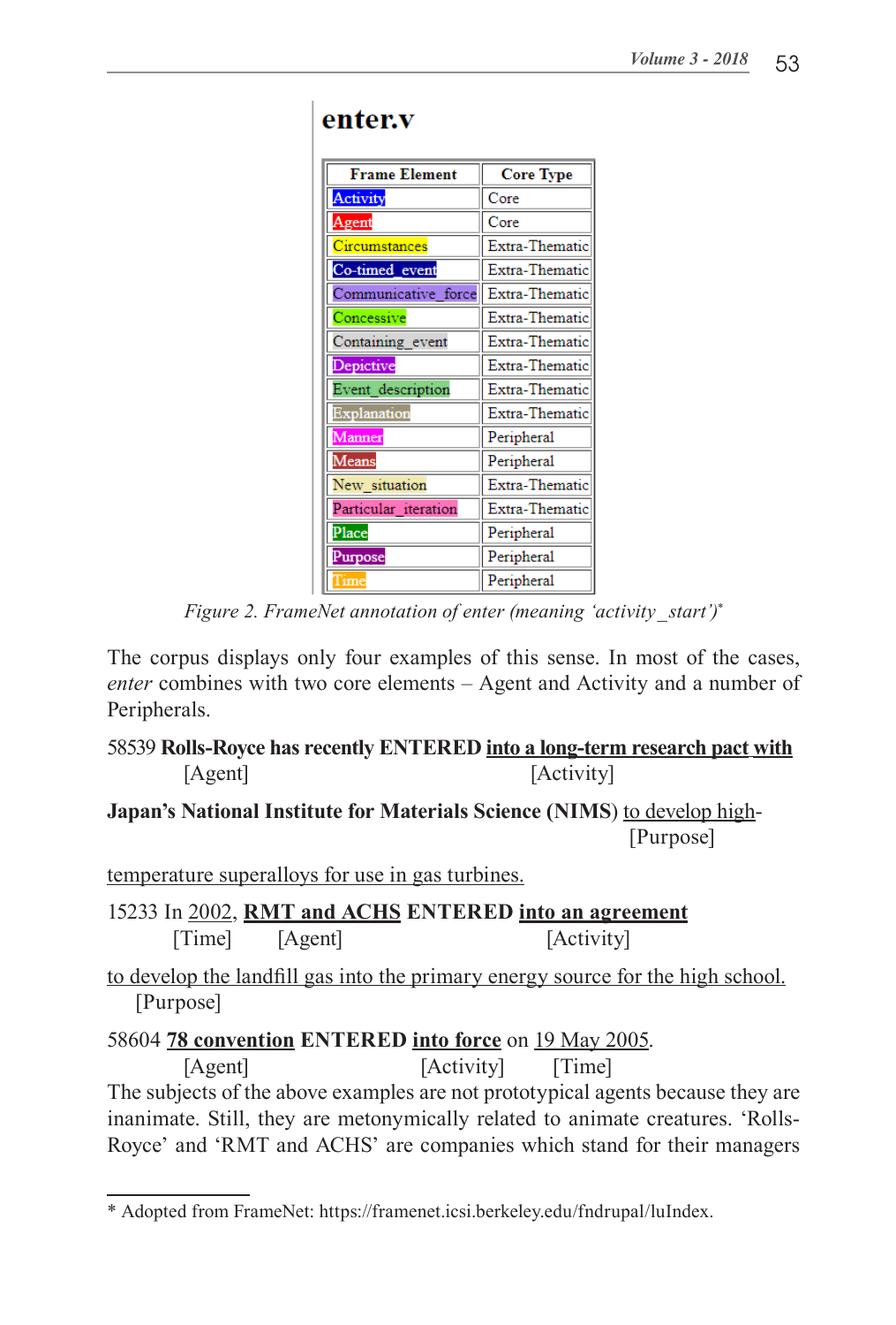**enter.v**

| Frame Element | Core Type |
|---|---|
| Activity | Core |
| Agent | Core |
| Circumstances | Extra-Thematic |
| Co-timed_event | Extra-Thematic |
| Communicative_force | Extra-Thematic |
| Concessive | Extra-Thematic |
| Containing_event | Extra-Thematic |
| Depictive | Extra-Thematic |
| Event_description | Extra-Thematic |
| Explanation | Extra-Thematic |
| Manner | Peripheral |
| Means | Peripheral |
| New_situation | Extra-Thematic |
| Particular_iteration | Extra-Thematic |
| Place | Peripheral |
| Purpose | Peripheral |
| Time | Peripheral |

*Figure 2. FrameNet annotation of enter (meaning 'activity_start')**

The corpus displays only four examples of this sense. In most of the cases, *enter* combines with two core elements – Agent and Activity and a number of Peripherals.

58539 **Rolls-Royce has recently ENTERED** **<u>into a long-term research pact with</u>**
[Agent] [Activity]

**Japan's National Institute for Materials Science (NIMS)** <u>to develop high-</u>
[Purpose]

<u>temperature superalloys for use in gas turbines.</u>

15233 In <u>2002</u>, **<u>RMT and ACHS</u>** **ENTERED** **<u>into an agreement</u>**
[Time] [Agent] [Activity]

<u>to develop the landfill gas into the primary energy source for the high school.</u>
[Purpose]

58604 **<u>78 convention</u>** **ENTERED** **<u>into force</u>** on <u>19 May 2005</u>.
[Agent] [Activity] [Time]

The subjects of the above examples are not prototypical agents because they are inanimate. Still, they are metonymically related to animate creatures. 'Rolls-Royce' and 'RMT and ACHS' are companies which stand for their managers

* Adopted from FrameNet: https://framenet.icsi.berkeley.edu/fndrupal/luIndex.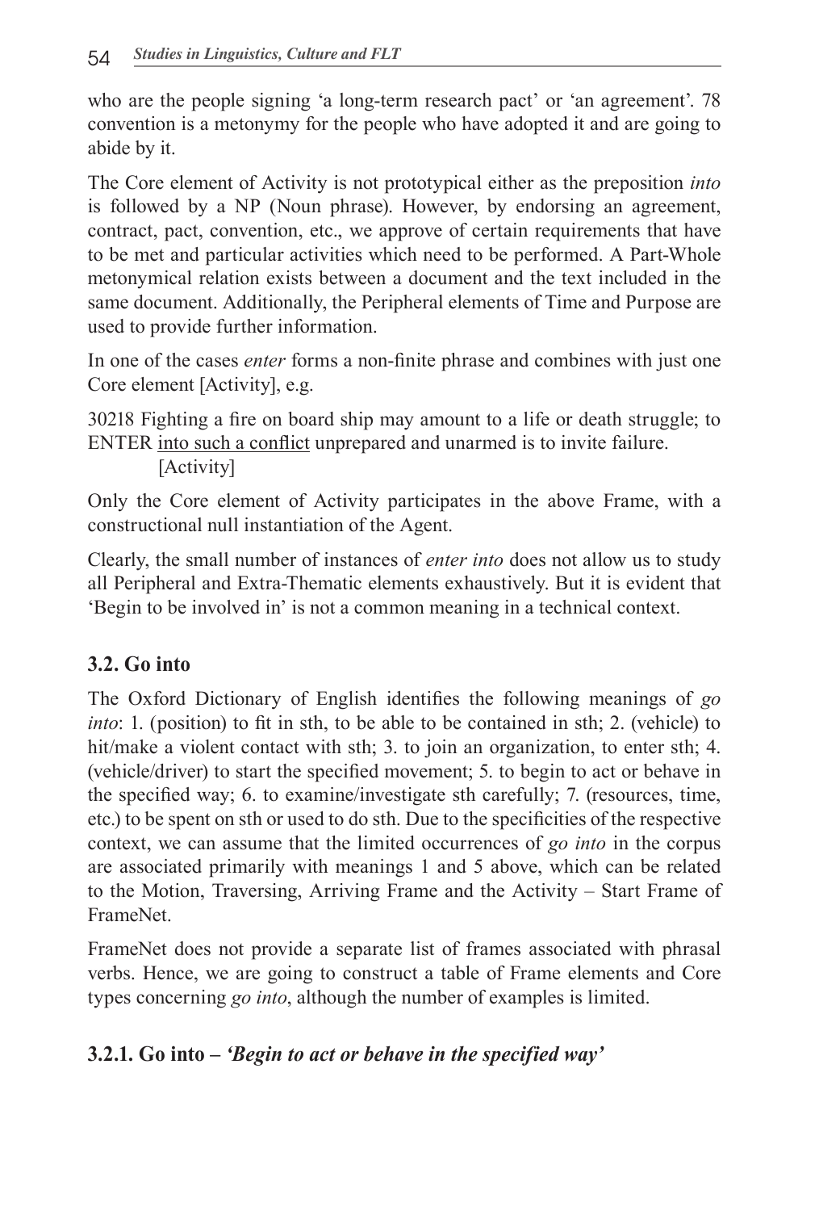who are the people signing 'a long-term research pact' or 'an agreement'. 78 convention is a metonymy for the people who have adopted it and are going to abide by it.

The Core element of Activity is not prototypical either as the preposition *into* is followed by a NP (Noun phrase). However, by endorsing an agreement, contract, pact, convention, etc., we approve of certain requirements that have to be met and particular activities which need to be performed. A Part-Whole metonymical relation exists between a document and the text included in the same document. Additionally, the Peripheral elements of Time and Purpose are used to provide further information.

In one of the cases *enter* forms a non-finite phrase and combines with just one Core element [Activity], e.g.

30218 Fighting a fire on board ship may amount to a life or death struggle; to ENTER into such a conflict unprepared and unarmed is to invite failure.
[Activity]

Only the Core element of Activity participates in the above Frame, with a constructional null instantiation of the Agent.

Clearly, the small number of instances of *enter into* does not allow us to study all Peripheral and Extra-Thematic elements exhaustively. But it is evident that 'Begin to be involved in' is not a common meaning in a technical context.

### 3.2. Go into

The Oxford Dictionary of English identifies the following meanings of *go into*: 1. (position) to fit in sth, to be able to be contained in sth; 2. (vehicle) to hit/make a violent contact with sth; 3. to join an organization, to enter sth; 4. (vehicle/driver) to start the specified movement; 5. to begin to act or behave in the specified way; 6. to examine/investigate sth carefully; 7. (resources, time, etc.) to be spent on sth or used to do sth. Due to the specificities of the respective context, we can assume that the limited occurrences of *go into* in the corpus are associated primarily with meanings 1 and 5 above, which can be related to the Motion, Traversing, Arriving Frame and the Activity – Start Frame of FrameNet.

FrameNet does not provide a separate list of frames associated with phrasal verbs. Hence, we are going to construct a table of Frame elements and Core types concerning *go into*, although the number of examples is limited.

#### 3.2.1. Go into – *'Begin to act or behave in the specified way'*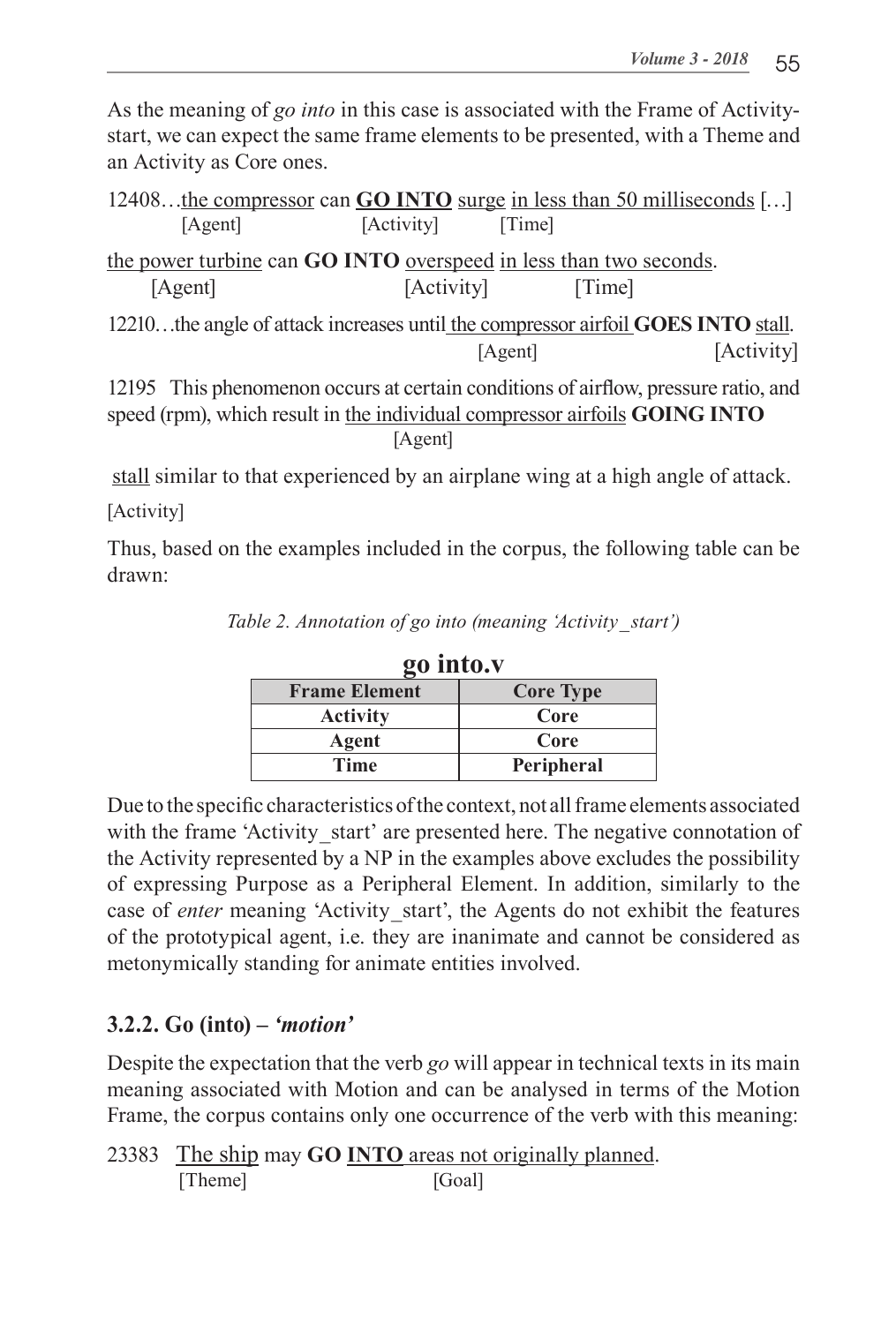As the meaning of *go into* in this case is associated with the Frame of Activity-start, we can expect the same frame elements to be presented, with a Theme and an Activity as Core ones.

12408…the compressor can **GO INTO** surge in less than 50 milliseconds […]
[Agent] [Activity] [Time]

the power turbine can **GO INTO** overspeed in less than two seconds.
[Agent] [Activity] [Time]

12210…the angle of attack increases until the compressor airfoil **GOES INTO** stall.
[Agent] [Activity]

12195 This phenomenon occurs at certain conditions of airflow, pressure ratio, and speed (rpm), which result in the individual compressor airfoils **GOING INTO**
[Agent]

stall similar to that experienced by an airplane wing at a high angle of attack.

[Activity]

Thus, based on the examples included in the corpus, the following table can be drawn:

*Table 2. Annotation of go into (meaning 'Activity_start')*

**go into.v**

| Frame Element | Core Type |
| --- | --- |
| Activity | Core |
| Agent | Core |
| Time | Peripheral |

Due to the specific characteristics of the context, not all frame elements associated with the frame 'Activity_start' are presented here. The negative connotation of the Activity represented by a NP in the examples above excludes the possibility of expressing Purpose as a Peripheral Element. In addition, similarly to the case of *enter* meaning 'Activity_start', the Agents do not exhibit the features of the prototypical agent, i.e. they are inanimate and cannot be considered as metonymically standing for animate entities involved.

### 3.2.2. Go (into) – *'motion'*

Despite the expectation that the verb *go* will appear in technical texts in its main meaning associated with Motion and can be analysed in terms of the Motion Frame, the corpus contains only one occurrence of the verb with this meaning:

23383 The ship may **GO INTO** areas not originally planned.
[Theme] [Goal]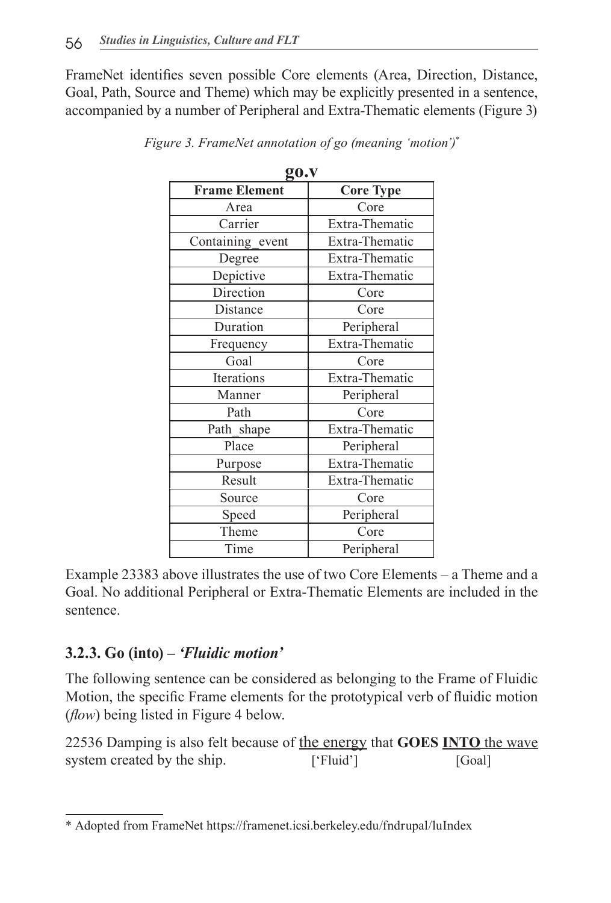FrameNet identifies seven possible Core elements (Area, Direction, Distance, Goal, Path, Source and Theme) which may be explicitly presented in a sentence, accompanied by a number of Peripheral and Extra-Thematic elements (Figure 3)

*Figure 3. FrameNet annotation of go (meaning 'motion')**

**go.v**

| Frame Element | Core Type |
|---|---|
| Area | Core |
| Carrier | Extra-Thematic |
| Containing_event | Extra-Thematic |
| Degree | Extra-Thematic |
| Depictive | Extra-Thematic |
| Direction | Core |
| Distance | Core |
| Duration | Peripheral |
| Frequency | Extra-Thematic |
| Goal | Core |
| Iterations | Extra-Thematic |
| Manner | Peripheral |
| Path | Core |
| Path_shape | Extra-Thematic |
| Place | Peripheral |
| Purpose | Extra-Thematic |
| Result | Extra-Thematic |
| Source | Core |
| Speed | Peripheral |
| Theme | Core |
| Time | Peripheral |

Example 23383 above illustrates the use of two Core Elements – a Theme and a Goal. No additional Peripheral or Extra-Thematic Elements are included in the sentence.

### 3.2.3. Go (into) – *'Fluidic motion'*

The following sentence can be considered as belonging to the Frame of Fluidic Motion, the specific Frame elements for the prototypical verb of fluidic motion (*flow*) being listed in Figure 4 below.

22536 Damping is also felt because of <u>the energy</u> that **GOES <u>INTO</u>** <u>the wave</u> system created by the ship. ['Fluid'] [Goal]

---

\* Adopted from FrameNet https://framenet.icsi.berkeley.edu/fndrupal/luIndex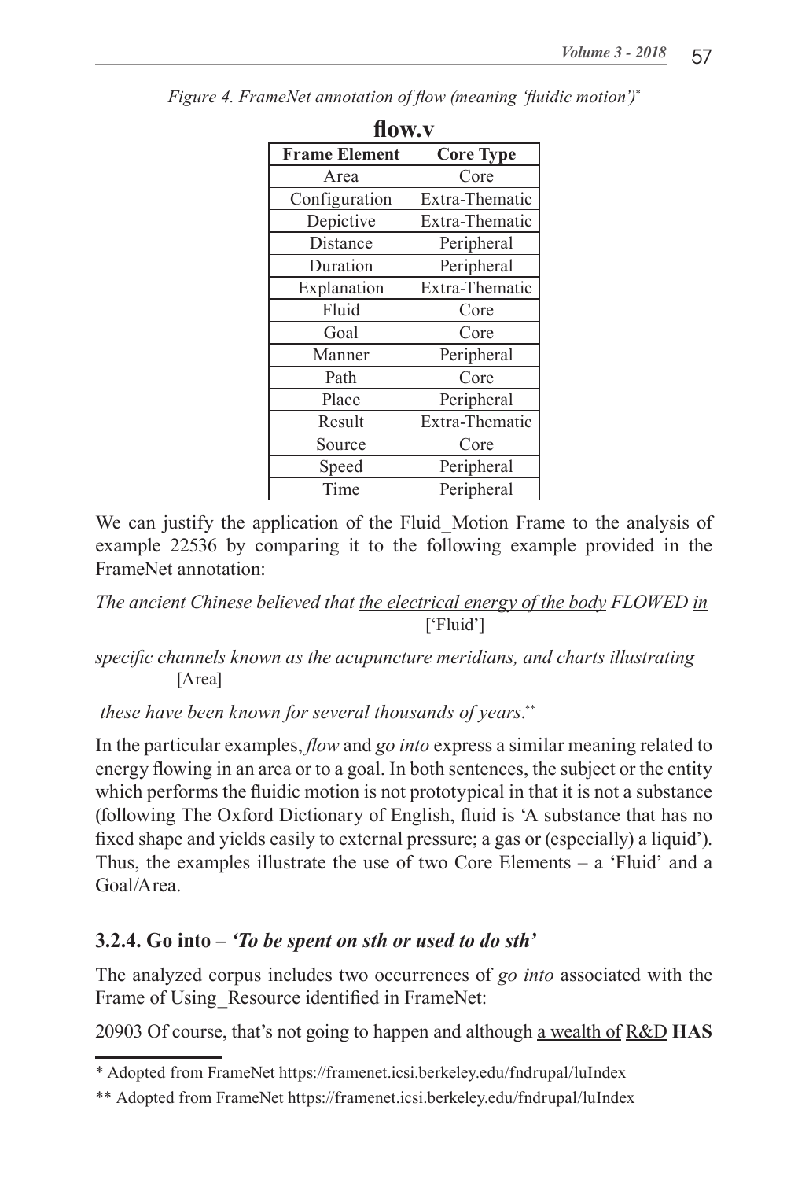*Figure 4. FrameNet annotation of flow (meaning 'fluidic motion')**

**flow.v**

| Frame Element | Core Type |
|---|---|
| Area | Core |
| Configuration | Extra-Thematic |
| Depictive | Extra-Thematic |
| Distance | Peripheral |
| Duration | Peripheral |
| Explanation | Extra-Thematic |
| Fluid | Core |
| Goal | Core |
| Manner | Peripheral |
| Path | Core |
| Place | Peripheral |
| Result | Extra-Thematic |
| Source | Core |
| Speed | Peripheral |
| Time | Peripheral |

We can justify the application of the Fluid_Motion Frame to the analysis of example 22536 by comparing it to the following example provided in the FrameNet annotation:

*The ancient Chinese believed that* <u>*the electrical energy of the body*</u> ['Fluid'] *FLOWED* <u>*in specific channels known as the acupuncture meridians*</u> [Area]*, and charts illustrating these have been known for several thousands of years.***

In the particular examples, *flow* and *go into* express a similar meaning related to energy flowing in an area or to a goal. In both sentences, the subject or the entity which performs the fluidic motion is not prototypical in that it is not a substance (following The Oxford Dictionary of English, fluid is 'A substance that has no fixed shape and yields easily to external pressure; a gas or (especially) a liquid'). Thus, the examples illustrate the use of two Core Elements – a 'Fluid' and a Goal/Area.

### 3.2.4. Go into – *'To be spent on sth or used to do sth'*

The analyzed corpus includes two occurrences of *go into* associated with the Frame of Using_Resource identified in FrameNet:

20903 Of course, that's not going to happen and although <u>a wealth of</u> <u>R&D</u> **HAS**

---

* Adopted from FrameNet https://framenet.icsi.berkeley.edu/fndrupal/luIndex

** Adopted from FrameNet https://framenet.icsi.berkeley.edu/fndrupal/luIndex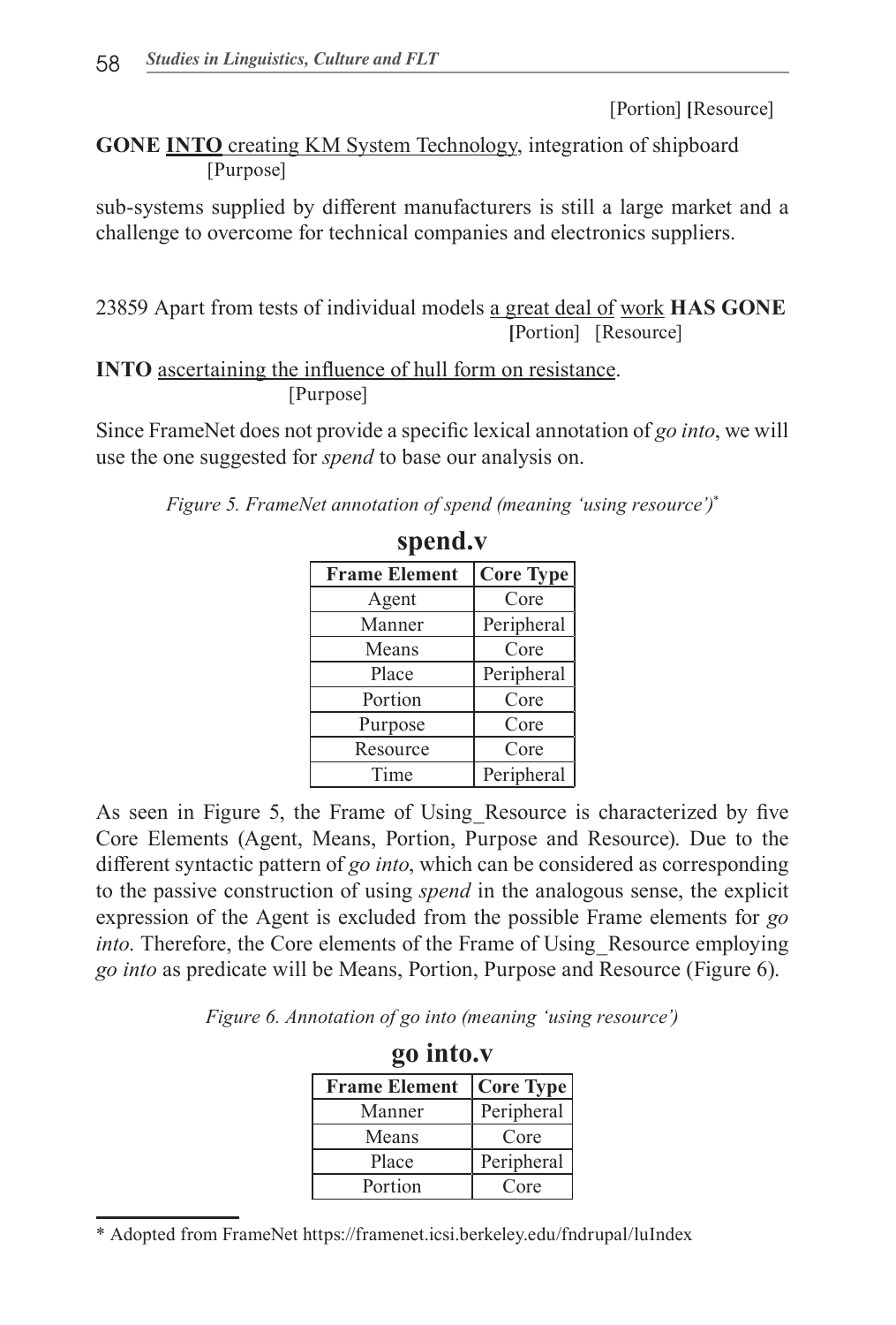[Portion] [Resource]

**GONE** <u>**INTO**</u> <u>creating KM System Technology</u>, integration of shipboard
[Purpose]

sub-systems supplied by different manufacturers is still a large market and a challenge to overcome for technical companies and electronics suppliers.

23859 Apart from tests of individual models <u>a great deal of</u> <u>work</u> **HAS GONE**
[Portion] [Resource]

**INTO** <u>ascertaining the influence of hull form on resistance</u>.
[Purpose]

Since FrameNet does not provide a specific lexical annotation of *go into*, we will use the one suggested for *spend* to base our analysis on.

*Figure 5. FrameNet annotation of spend (meaning 'using resource')\**

**spend.v**

| Frame Element | Core Type |
|---|---|
| Agent | Core |
| Manner | Peripheral |
| Means | Core |
| Place | Peripheral |
| Portion | Core |
| Purpose | Core |
| Resource | Core |
| Time | Peripheral |

As seen in Figure 5, the Frame of Using_Resource is characterized by five Core Elements (Agent, Means, Portion, Purpose and Resource). Due to the different syntactic pattern of *go into*, which can be considered as corresponding to the passive construction of using *spend* in the analogous sense, the explicit expression of the Agent is excluded from the possible Frame elements for *go into*. Therefore, the Core elements of the Frame of Using_Resource employing *go into* as predicate will be Means, Portion, Purpose and Resource (Figure 6).

*Figure 6. Annotation of go into (meaning 'using resource')*

**go into.v**

| Frame Element | Core Type |
|---|---|
| Manner | Peripheral |
| Means | Core |
| Place | Peripheral |
| Portion | Core |

\* Adopted from FrameNet https://framenet.icsi.berkeley.edu/fndrupal/luIndex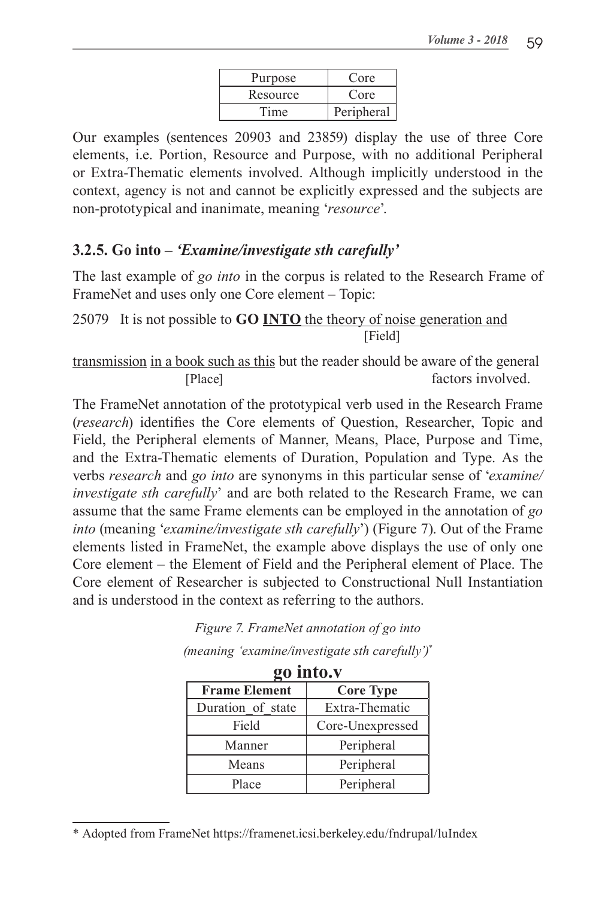| Purpose | Core |
|---|---|
| Resource | Core |
| Time | Peripheral |

Our examples (sentences 20903 and 23859) display the use of three Core elements, i.e. Portion, Resource and Purpose, with no additional Peripheral or Extra-Thematic elements involved. Although implicitly understood in the context, agency is not and cannot be explicitly expressed and the subjects are non-prototypical and inanimate, meaning '*resource*'.

### 3.2.5. Go into – *'Examine/investigate sth carefully'*

The last example of *go into* in the corpus is related to the Research Frame of FrameNet and uses only one Core element – Topic:

25079 It is not possible to **GO INTO** the theory of noise generation and transmission [Field] in a book such as this [Place] but the reader should be aware of the general factors involved.

The FrameNet annotation of the prototypical verb used in the Research Frame (*research*) identifies the Core elements of Question, Researcher, Topic and Field, the Peripheral elements of Manner, Means, Place, Purpose and Time, and the Extra-Thematic elements of Duration, Population and Type. As the verbs *research* and *go into* are synonyms in this particular sense of '*examine/investigate sth carefully*' and are both related to the Research Frame, we can assume that the same Frame elements can be employed in the annotation of *go into* (meaning '*examine/investigate sth carefully*') (Figure 7). Out of the Frame elements listed in FrameNet, the example above displays the use of only one Core element – the Element of Field and the Peripheral element of Place. The Core element of Researcher is subjected to Constructional Null Instantiation and is understood in the context as referring to the authors.

*Figure 7. FrameNet annotation of go into (meaning 'examine/investigate sth carefully')\**

**go into.v**

| Frame Element | Core Type |
|---|---|
| Duration_of_state | Extra-Thematic |
| Field | Core-Unexpressed |
| Manner | Peripheral |
| Means | Peripheral |
| Place | Peripheral |

\* Adopted from FrameNet https://framenet.icsi.berkeley.edu/fndrupal/luIndex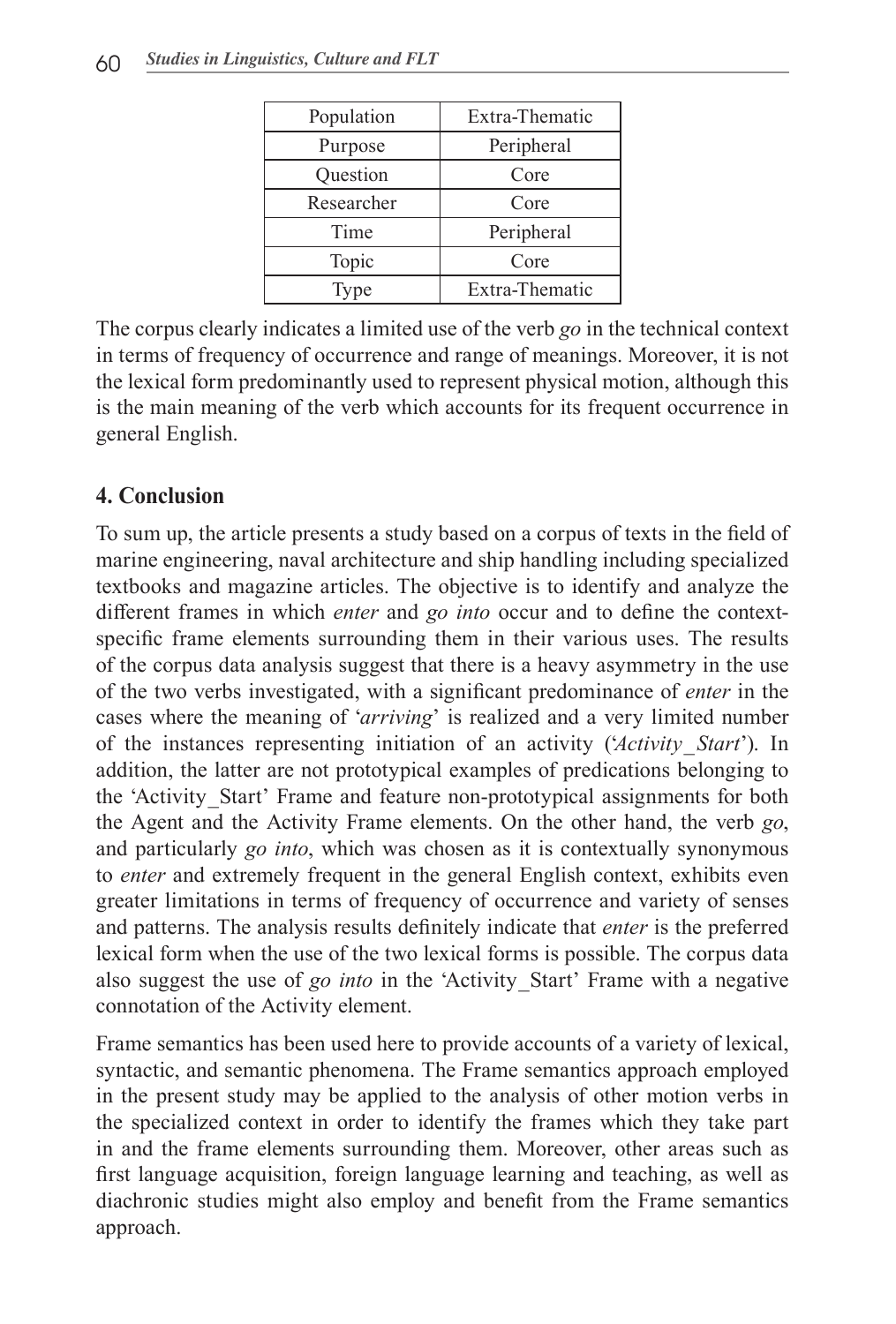| Population | Extra-Thematic |
|---|---|
| Purpose | Peripheral |
| Question | Core |
| Researcher | Core |
| Time | Peripheral |
| Topic | Core |
| Type | Extra-Thematic |

The corpus clearly indicates a limited use of the verb *go* in the technical context in terms of frequency of occurrence and range of meanings. Moreover, it is not the lexical form predominantly used to represent physical motion, although this is the main meaning of the verb which accounts for its frequent occurrence in general English.

## 4. Conclusion

To sum up, the article presents a study based on a corpus of texts in the field of marine engineering, naval architecture and ship handling including specialized textbooks and magazine articles. The objective is to identify and analyze the different frames in which *enter* and *go into* occur and to define the context-specific frame elements surrounding them in their various uses. The results of the corpus data analysis suggest that there is a heavy asymmetry in the use of the two verbs investigated, with a significant predominance of *enter* in the cases where the meaning of '*arriving*' is realized and a very limited number of the instances representing initiation of an activity ('*Activity_Start*'). In addition, the latter are not prototypical examples of predications belonging to the 'Activity_Start' Frame and feature non-prototypical assignments for both the Agent and the Activity Frame elements. On the other hand, the verb *go*, and particularly *go into*, which was chosen as it is contextually synonymous to *enter* and extremely frequent in the general English context, exhibits even greater limitations in terms of frequency of occurrence and variety of senses and patterns. The analysis results definitely indicate that *enter* is the preferred lexical form when the use of the two lexical forms is possible. The corpus data also suggest the use of *go into* in the 'Activity_Start' Frame with a negative connotation of the Activity element.

Frame semantics has been used here to provide accounts of a variety of lexical, syntactic, and semantic phenomena. The Frame semantics approach employed in the present study may be applied to the analysis of other motion verbs in the specialized context in order to identify the frames which they take part in and the frame elements surrounding them. Moreover, other areas such as first language acquisition, foreign language learning and teaching, as well as diachronic studies might also employ and benefit from the Frame semantics approach.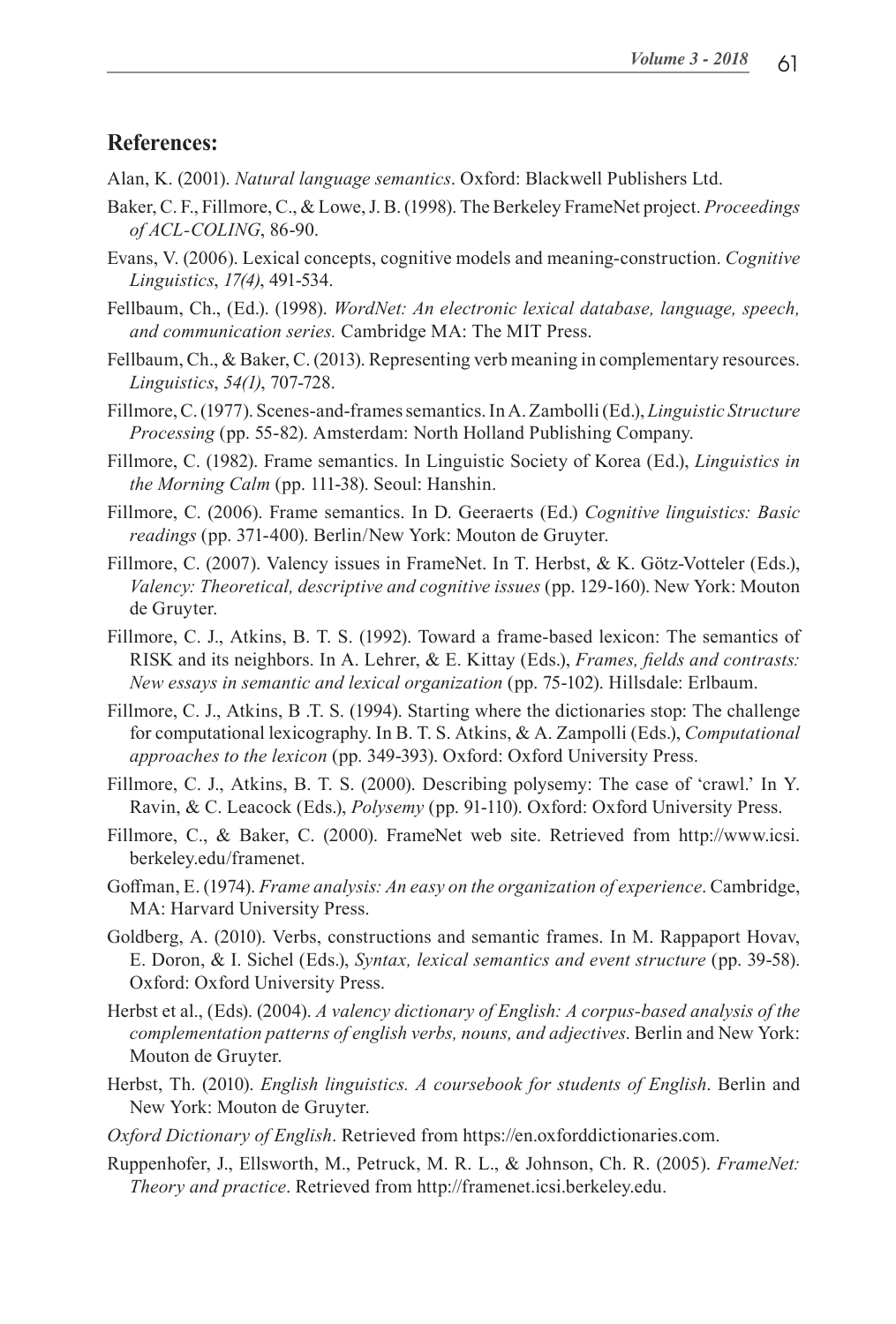## References:

Alan, K. (2001). *Natural language semantics*. Oxford: Blackwell Publishers Ltd.

Baker, C. F., Fillmore, C., & Lowe, J. B. (1998). The Berkeley FrameNet project. *Proceedings of ACL-COLING*, 86-90.

Evans, V. (2006). Lexical concepts, cognitive models and meaning-construction. *Cognitive Linguistics*, *17(4)*, 491-534.

Fellbaum, Ch., (Ed.). (1998). *WordNet: An electronic lexical database, language, speech, and communication series.* Cambridge MA: The MIT Press.

Fellbaum, Ch., & Baker, C. (2013). Representing verb meaning in complementary resources. *Linguistics*, *54(1)*, 707-728.

Fillmore, C. (1977). Scenes-and-frames semantics. In A. Zambolli (Ed.), *Linguistic Structure Processing* (pp. 55-82). Amsterdam: North Holland Publishing Company.

Fillmore, C. (1982). Frame semantics. In Linguistic Society of Korea (Ed.), *Linguistics in the Morning Calm* (pp. 111-38). Seoul: Hanshin.

Fillmore, C. (2006). Frame semantics. In D. Geeraerts (Ed.) *Cognitive linguistics: Basic readings* (pp. 371-400). Berlin/New York: Mouton de Gruyter.

Fillmore, C. (2007). Valency issues in FrameNet. In T. Herbst, & K. Götz-Votteler (Eds.), *Valency: Theoretical, descriptive and cognitive issues* (pp. 129-160). New York: Mouton de Gruyter.

Fillmore, C. J., Atkins, B. T. S. (1992). Toward a frame-based lexicon: The semantics of RISK and its neighbors. In A. Lehrer, & E. Kittay (Eds.), *Frames, fields and contrasts: New essays in semantic and lexical organization* (pp. 75-102). Hillsdale: Erlbaum.

Fillmore, C. J., Atkins, B .T. S. (1994). Starting where the dictionaries stop: The challenge for computational lexicography. In B. T. S. Atkins, & A. Zampolli (Eds.), *Computational approaches to the lexicon* (pp. 349-393). Oxford: Oxford University Press.

Fillmore, C. J., Atkins, B. T. S. (2000). Describing polysemy: The case of 'crawl.' In Y. Ravin, & C. Leacock (Eds.), *Polysemy* (pp. 91-110). Oxford: Oxford University Press.

Fillmore, C., & Baker, C. (2000). FrameNet web site. Retrieved from http://www.icsi.berkeley.edu/framenet.

Goffman, E. (1974). *Frame analysis: An easy on the organization of experience*. Cambridge, MA: Harvard University Press.

Goldberg, A. (2010). Verbs, constructions and semantic frames. In M. Rappaport Hovav, E. Doron, & I. Sichel (Eds.), *Syntax, lexical semantics and event structure* (pp. 39-58). Oxford: Oxford University Press.

Herbst et al., (Eds). (2004). *A valency dictionary of English: A corpus-based analysis of the complementation patterns of english verbs, nouns, and adjectives*. Berlin and New York: Mouton de Gruyter.

Herbst, Th. (2010). *English linguistics. A coursebook for students of English*. Berlin and New York: Mouton de Gruyter.

*Oxford Dictionary of English*. Retrieved from https://en.oxforddictionaries.com.

Ruppenhofer, J., Ellsworth, M., Petruck, M. R. L., & Johnson, Ch. R. (2005). *FrameNet: Theory and practice*. Retrieved from http://framenet.icsi.berkeley.edu.